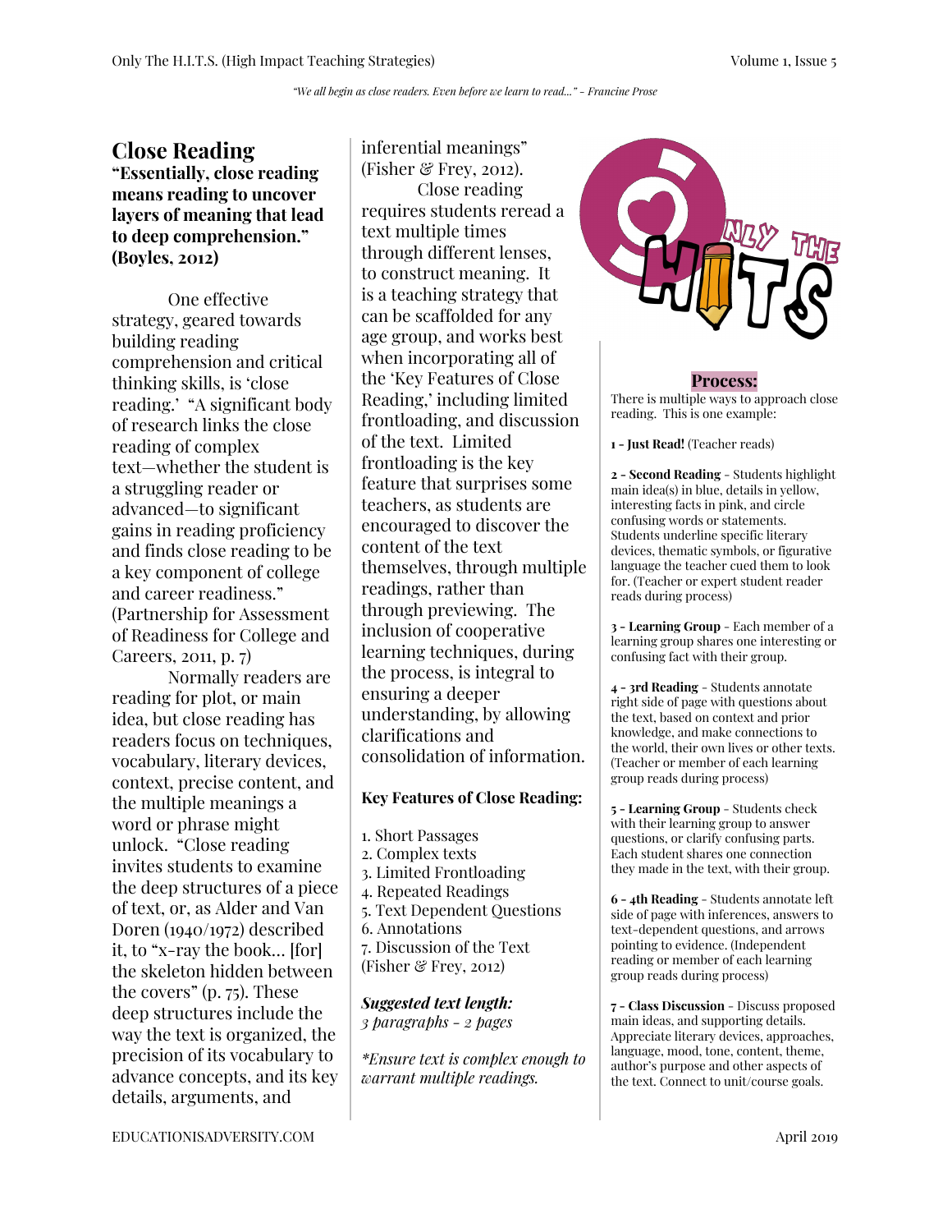*"We all begin as close readers. Even before we learn to read..." - Francine Prose*

# Close Reading

**"Essentially, close reading means reading to uncover layers of meaning that lead to deep comprehension." (Boyles, 2012)**

One effective strategy, geared towards building reading comprehension and critical thinking skills, is 'close reading.' "A significant body of research links the close reading of complex text—whether the student is a struggling reader or advanced—to significant gains in reading proficiency and finds close reading to be a key component of college and career readiness." (Partnership for Assessment of Readiness for College and Careers, 2011, p. 7)

Normally readers are reading for plot, or main idea, but close reading has readers focus on techniques, vocabulary, literary devices, context, precise content, and the multiple meanings a word or phrase might unlock. "Close reading invites students to examine the deep structures of a piece of text, or, as Alder and Van Doren (1940/1972) described it, to "x-ray the book... [for] the skeleton hidden between the covers" (p. 75). These deep structures include the way the text is organized, the precision of its vocabulary to advance concepts, and its key details, arguments, and inferential meanings" (Fisher & Frey, 2012).

Close reading requires students reread a text multiple times through different lenses, to construct meaning. It is a teaching strategy that can be scaffolded for any age group, and works best when incorporating all of the 'Key Features of Close Reading,' including limited frontloading, and discussion of the text. Limited frontloading is the key feature that surprises some teachers, as students are encouraged to discover the content of the text themselves, through multiple readings, rather than through previewing. The inclusion of cooperative learning techniques, during the process, is integral to ensuring a deeper understanding, by allowing clarifications and consolidation of information.

**Key Features of Close Reading:**

1. Short Passages
2. Complex texts
3. Limited Frontloading
4. Repeated Readings
5. Text Dependent Questions
6. Annotations
7. Discussion of the Text

(Fisher & Frey, 2012)

***Suggested text length:***
*3 paragraphs - 2 pages*

**Ensure text is complex enough to warrant multiple readings.*

## Process:

There is multiple ways to approach close reading. This is one example:

**1 - Just Read!** (Teacher reads)

**2 - Second Reading** - Students highlight main idea(s) in blue, details in yellow, interesting facts in pink, and circle confusing words or statements. Students underline specific literary devices, thematic symbols, or figurative language the teacher cued them to look for. (Teacher or expert student reader reads during process)

**3 - Learning Group** - Each member of a learning group shares one interesting or confusing fact with their group.

**4 - 3rd Reading** - Students annotate right side of page with questions about the text, based on context and prior knowledge, and make connections to the world, their own lives or other texts. (Teacher or member of each learning group reads during process)

**5 - Learning Group** - Students check with their learning group to answer questions, or clarify confusing parts. Each student shares one connection they made in the text, with their group.

**6 - 4th Reading** - Students annotate left side of page with inferences, answers to text-dependent questions, and arrows pointing to evidence. (Independent reading or member of each learning group reads during process)

**7 - Class Discussion** - Discuss proposed main ideas, and supporting details. Appreciate literary devices, approaches, language, mood, tone, content, theme, author's purpose and other aspects of the text. Connect to unit/course goals.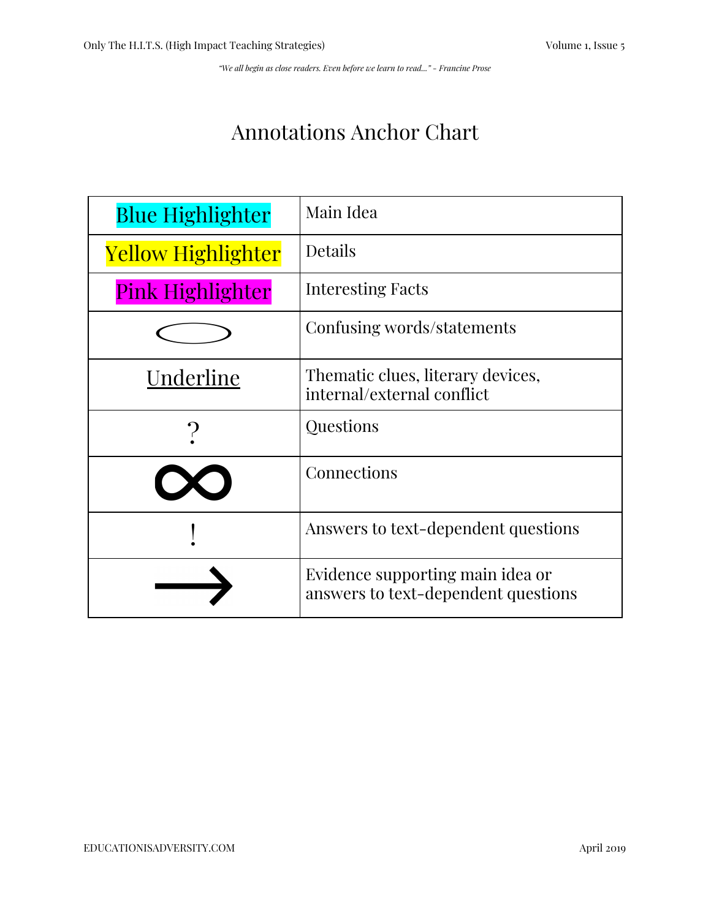*"We all begin as close readers. Even before we learn to read..." - Francine Prose*

# Annotations Anchor Chart

| | |
|---|---|
| Blue Highlighter | Main Idea |
| Yellow Highlighter | Details |
| Pink Highlighter | Interesting Facts |
| ⬭ | Confusing words/statements |
| Underline | Thematic clues, literary devices, internal/external conflict |
| ? | Questions |
| ∞ | Connections |
| ! | Answers to text-dependent questions |
| ⟶ | Evidence supporting main idea or answers to text-dependent questions |